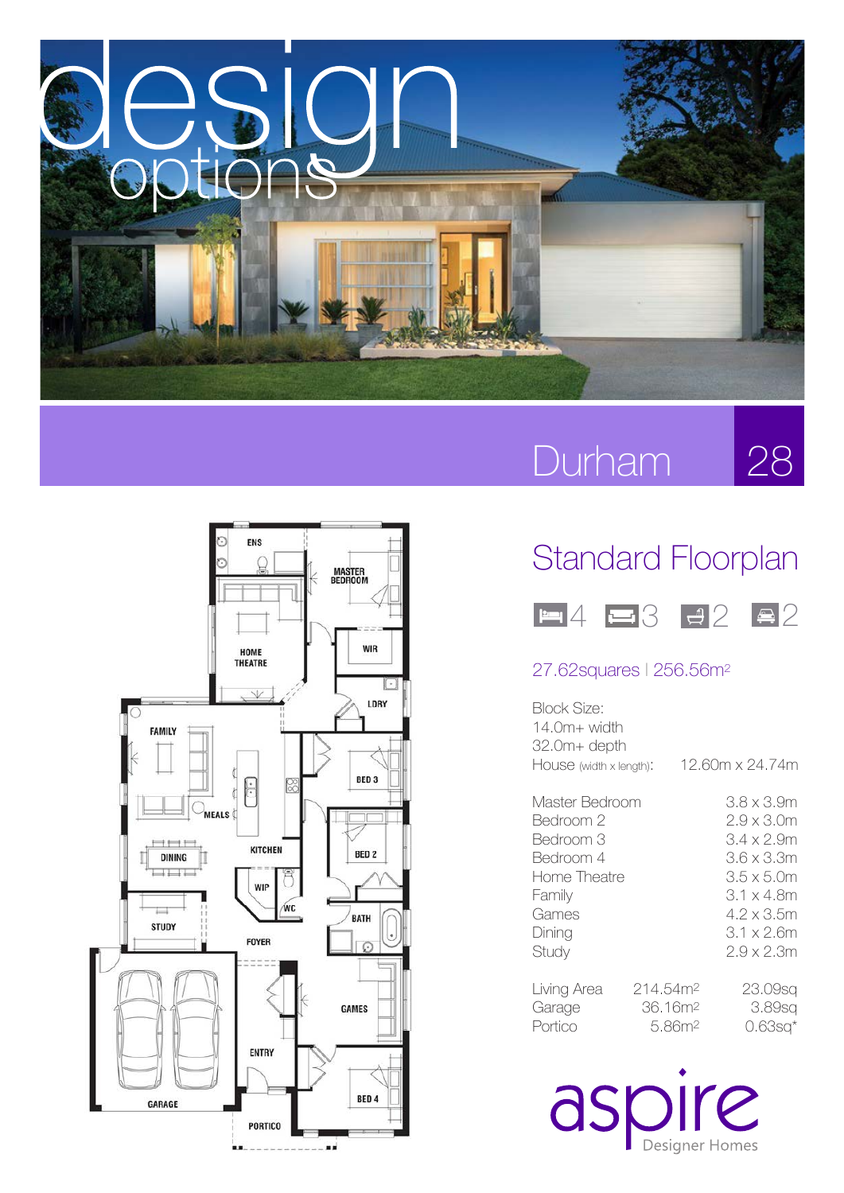# design options

## Durham 28

### Standard Floorplan

4 | 3 | 2 | 2

27.62squares | 256.56m²

Block Size:
14.0m+ width
32.0m+ depth

House (width x length): 12.60m x 24.74m

| Room | Size |
|---|---|
| Master Bedroom | 3.8 x 3.9m |
| Bedroom 2 | 2.9 x 3.0m |
| Bedroom 3 | 3.4 x 2.9m |
| Bedroom 4 | 3.6 x 3.3m |
| Home Theatre | 3.5 x 5.0m |
| Family | 3.1 x 4.8m |
| Games | 4.2 x 3.5m |
| Dining | 3.1 x 2.6m |
| Study | 2.9 x 2.3m |

| Area | m² | sq |
|---|---|---|
| Living Area | 214.54m² | 23.09sq |
| Garage | 36.16m² | 3.89sq |
| Portico | 5.86m² | 0.63sq* |

ENS, MASTER BEDROOM, HOME THEATRE, WIR, LDRY, FAMILY, BED 3, MEALS, KITCHEN, BED 2, DINING, WIP, WC, BATH, STUDY, FOYER, GAMES, ENTRY, GARAGE, BED 4, PORTICO

aspire Designer Homes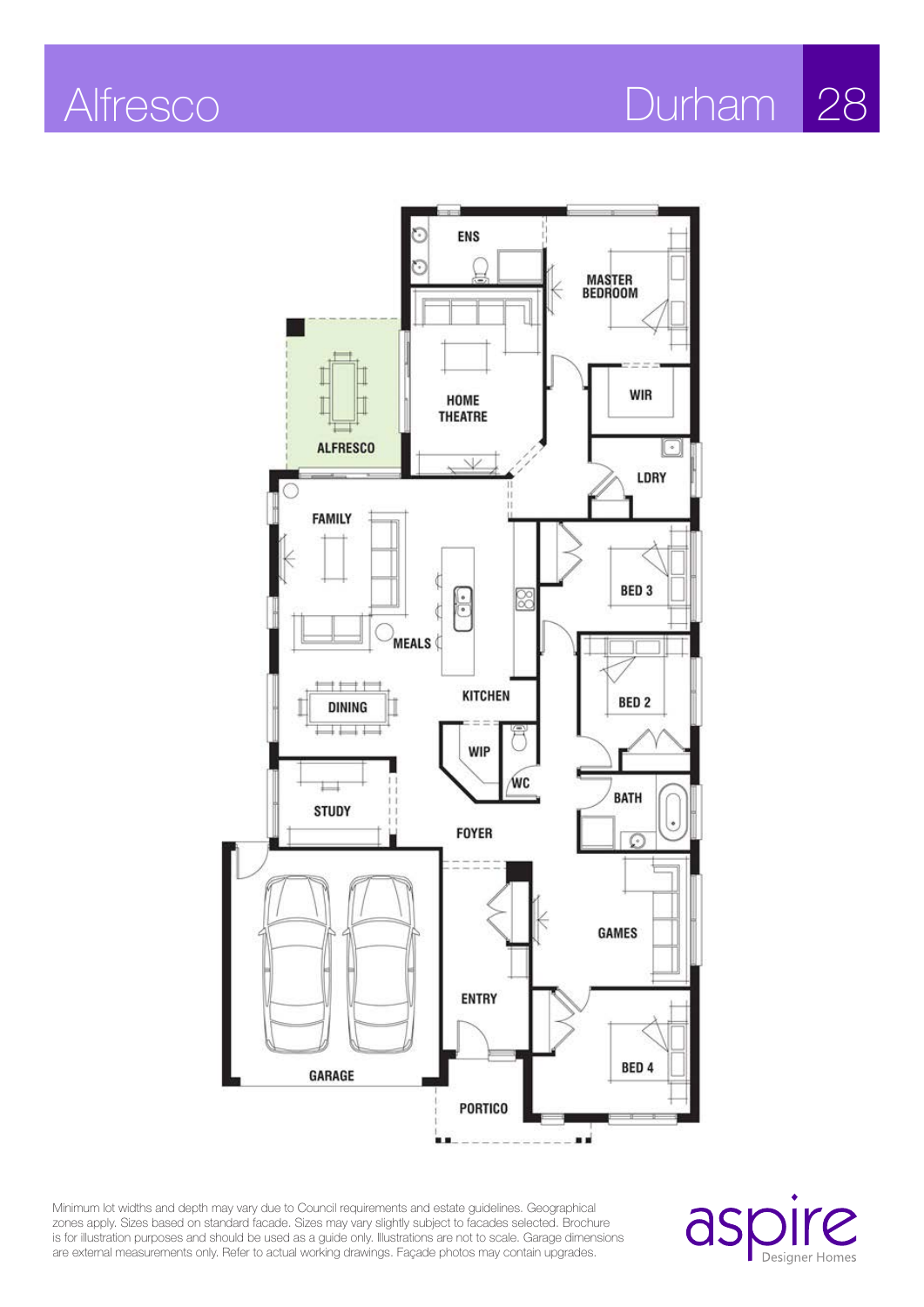# Alfresco

## Durham 28

ENS

MASTER BEDROOM

HOME THEATRE

ALFRESCO

WIR

LDRY

FAMILY

BED 3

MEALS

KITCHEN

DINING

BED 2

WIP

WC

BATH

STUDY

FOYER

GAMES

ENTRY

GARAGE

BED 4

PORTICO

Minimum lot widths and depth may vary due to Council requirements and estate guidelines. Geographical zones apply. Sizes based on standard facade. Sizes may vary slightly subject to facades selected. Brochure is for illustration purposes and should be used as a guide only. Illustrations are not to scale. Garage dimensions are external measurements only. Refer to actual working drawings. Façade photos may contain upgrades.

aspire Designer Homes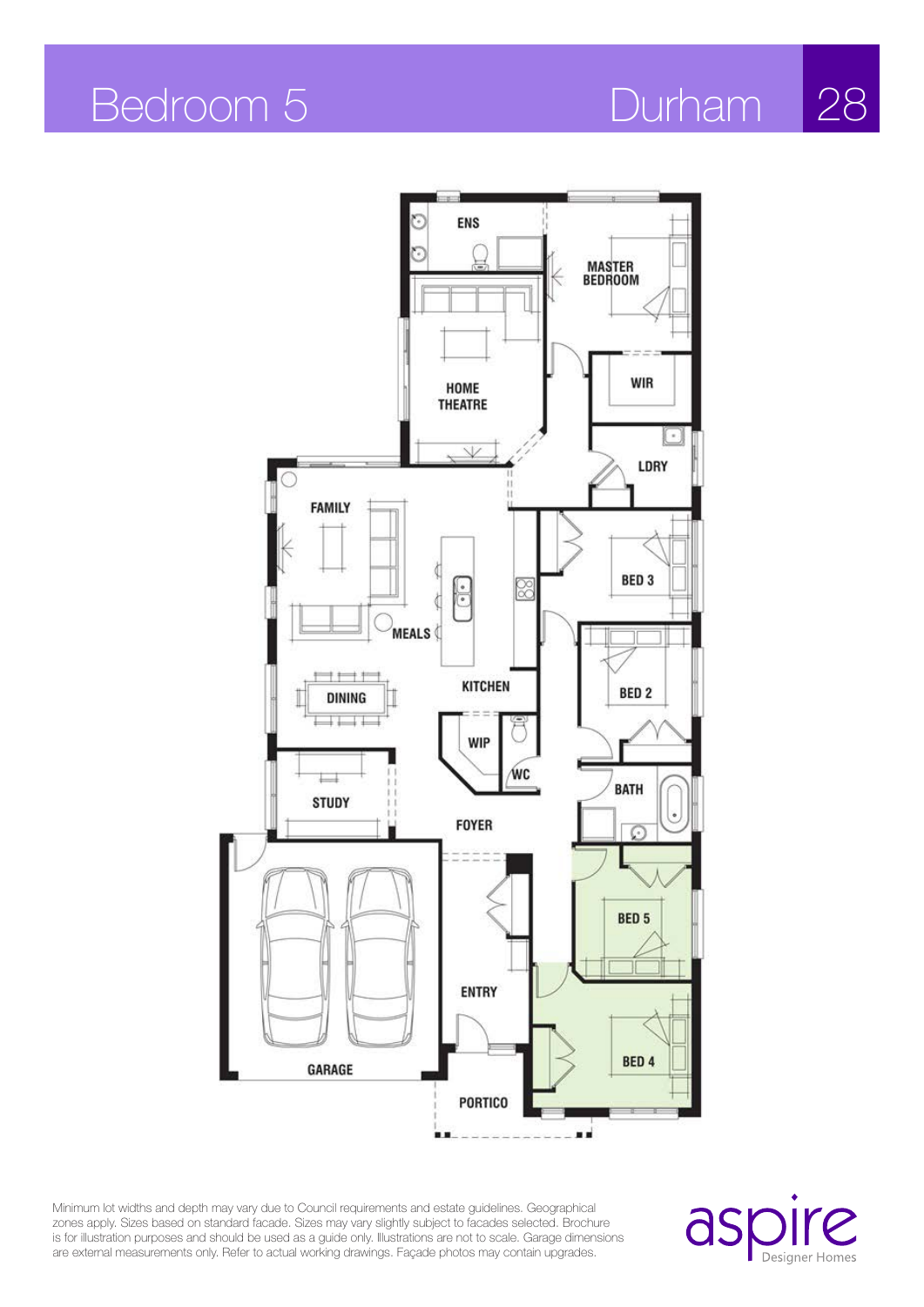# Bedroom 5

## Durham

ENS

MASTER BEDROOM

HOME THEATRE

WIR

LDRY

FAMILY

BED 3

MEALS

KITCHEN

BED 2

DINING

WIP

WC

BATH

STUDY

FOYER

BED 5

ENTRY

BED 4

GARAGE

PORTICO

Minimum lot widths and depth may vary due to Council requirements and estate guidelines. Geographical zones apply. Sizes based on standard facade. Sizes may vary slightly subject to facades selected. Brochure is for illustration purposes and should be used as a guide only. Illustrations are not to scale. Garage dimensions are external measurements only. Refer to actual working drawings. Façade photos may contain upgrades.

aspire Designer Homes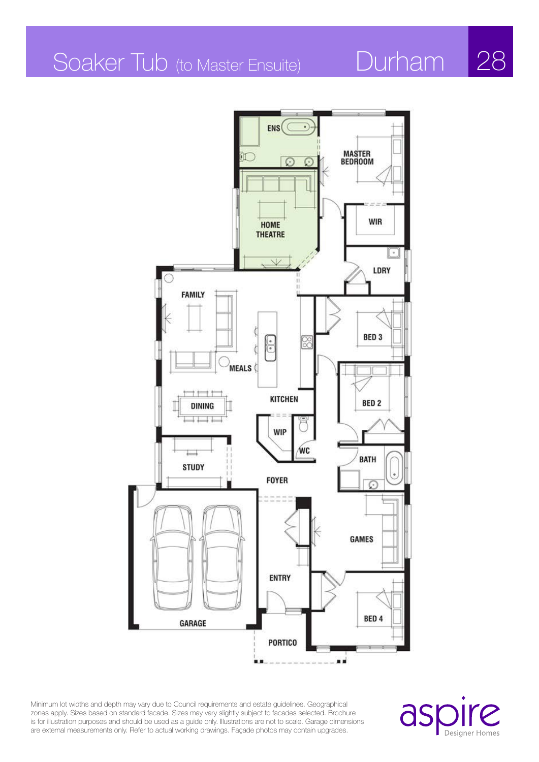# Soaker Tub (to Master Ensuite)

## Durham

ENS

MASTER BEDROOM

HOME THEATRE

WIR

LDRY

FAMILY

BED 3

MEALS

KITCHEN

BED 2

DINING

WIP

WC

BATH

STUDY

FOYER

GAMES

GARAGE

ENTRY

BED 4

PORTICO

Minimum lot widths and depth may vary due to Council requirements and estate guidelines. Geographical zones apply. Sizes based on standard facade. Sizes may vary slightly subject to facades selected. Brochure is for illustration purposes and should be used as a guide only. Illustrations are not to scale. Garage dimensions are external measurements only. Refer to actual working drawings. Façade photos may contain upgrades.

aspire Designer Homes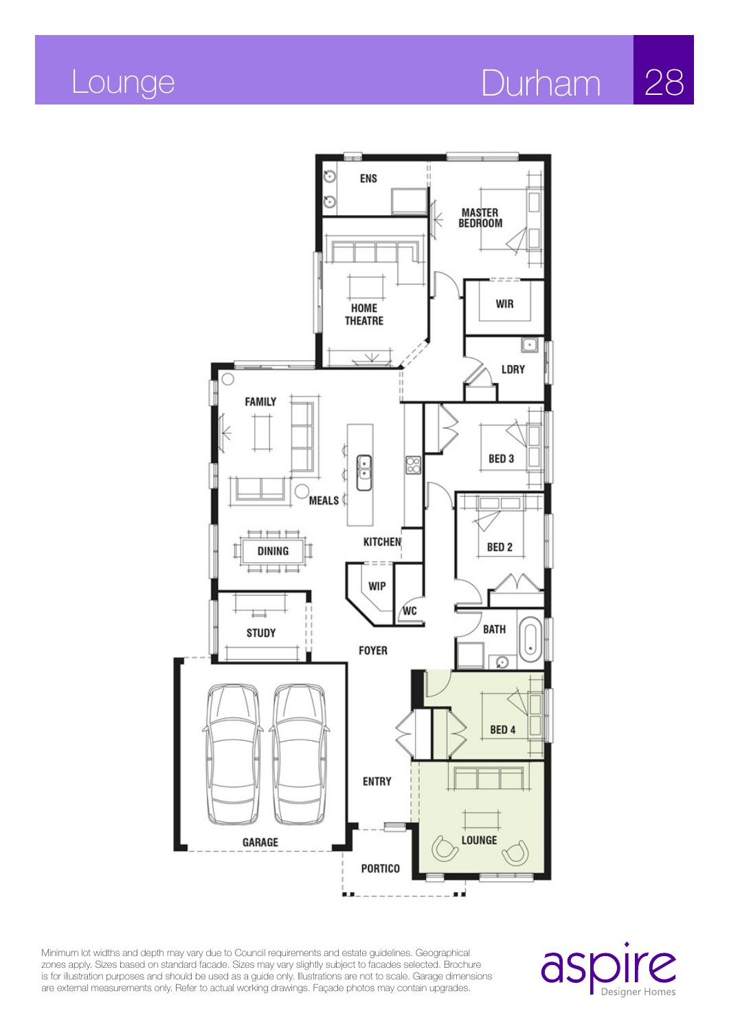# Lounge

## Durham 28

ENS

MASTER BEDROOM

HOME THEATRE

WIR

LDRY

FAMILY

BED 3

MEALS

DINING

KITCHEN

BED 2

WIP

WC

STUDY

BATH

FOYER

BED 4

ENTRY

LOUNGE

GARAGE

PORTICO

Minimum lot widths and depth may vary due to Council requirements and estate guidelines. Geographical zones apply. Sizes based on standard facade. Sizes may vary slightly subject to facades selected. Brochure is for illustration purposes and should be used as a guide only. Illustrations are not to scale. Garage dimensions are external measurements only. Refer to actual working drawings. Façade photos may contain upgrades.

aspire Designer Homes